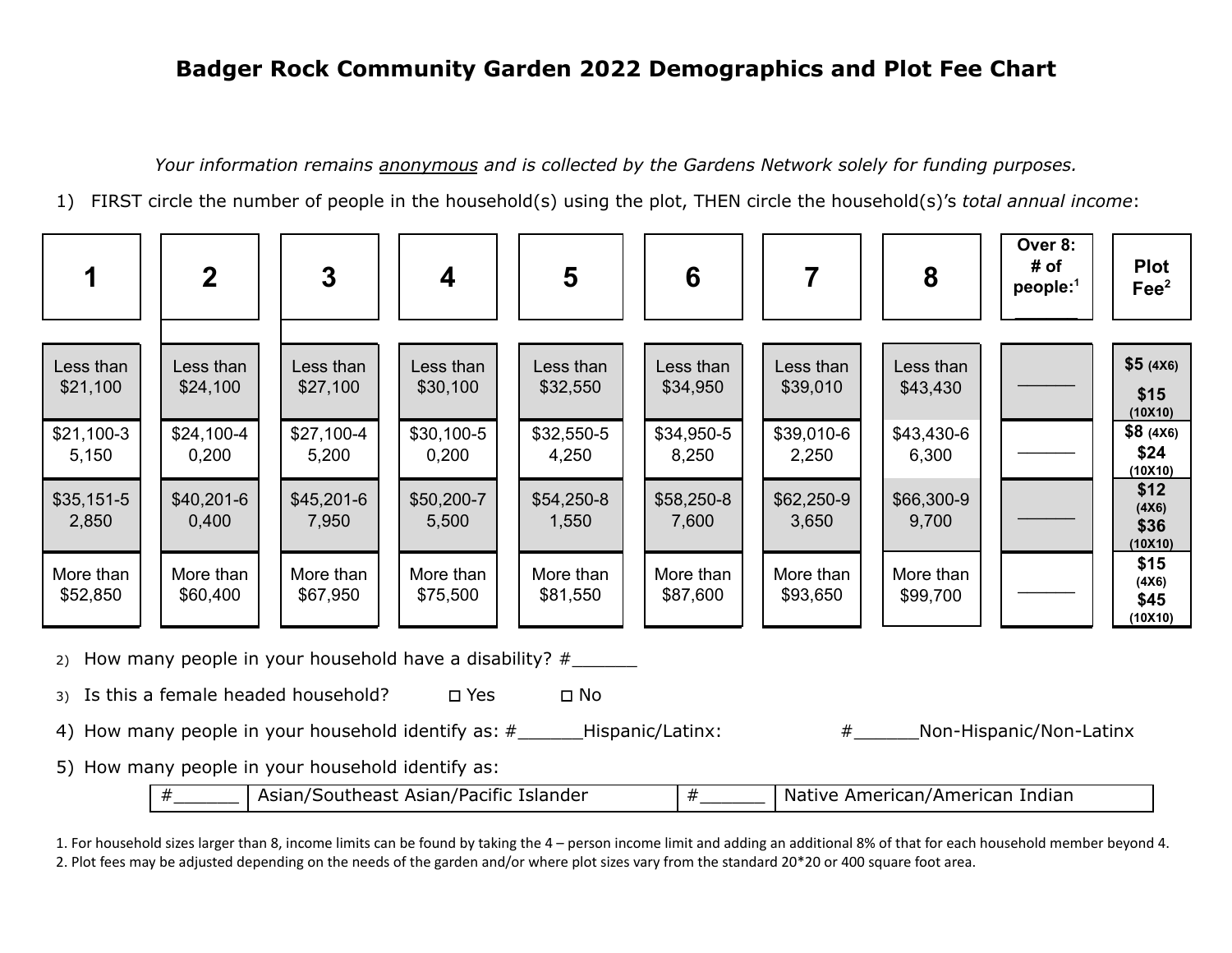# Badger Rock Community Garden 2022 Demographics and Plot Fee Chart

*Your information remains anonymous and is collected by the Gardens Network solely for funding purposes.*

1) FIRST circle the number of people in the household(s) using the plot, THEN circle the household(s)'s *total annual income*:

| 1 | 2 | 3 | 4 | 5 | 6 | 7 | 8 | Over 8: # of people:[1] ______ | Plot Fee[2] |
|---|---|---|---|---|---|---|---|---|---|
| Less than $21,100 | Less than $24,100 | Less than $27,100 | Less than $30,100 | Less than $32,550 | Less than $34,950 | Less than $39,010 | Less than $43,430 | ______ | **$5** (4X6) **$15** (10X10) |
| $21,100-35,150 | $24,100-40,200 | $27,100-45,200 | $30,100-50,200 | $32,550-54,250 | $34,950-58,250 | $39,010-62,250 | $43,430-66,300 | ______ | **$8** (4X6) **$24** (10X10) |
| $35,151-52,850 | $40,201-60,400 | $45,201-67,950 | $50,200-75,500 | $54,250-81,550 | $58,250-87,600 | $62,250-93,650 | $66,300-99,700 | ______ | **$12** (4X6) **$36** (10X10) |
| More than $52,850 | More than $60,400 | More than $67,950 | More than $75,500 | More than $81,550 | More than $87,600 | More than $93,650 | More than $99,700 | ______ | **$15** (4X6) **$45** (10X10) |

2) How many people in your household have a disability? #______

3) Is this a female headed household? ☐ Yes ☐ No

4) How many people in your household identify as: #______Hispanic/Latinx: #______Non-Hispanic/Non-Latinx

5) How many people in your household identify as:

| # ______ | Asian/Southeast Asian/Pacific Islander | # ______ | Native American/American Indian |
|---|---|---|---|

1. For household sizes larger than 8, income limits can be found by taking the 4 – person income limit and adding an additional 8% of that for each household member beyond 4.
2. Plot fees may be adjusted depending on the needs of the garden and/or where plot sizes vary from the standard 20*20 or 400 square foot area.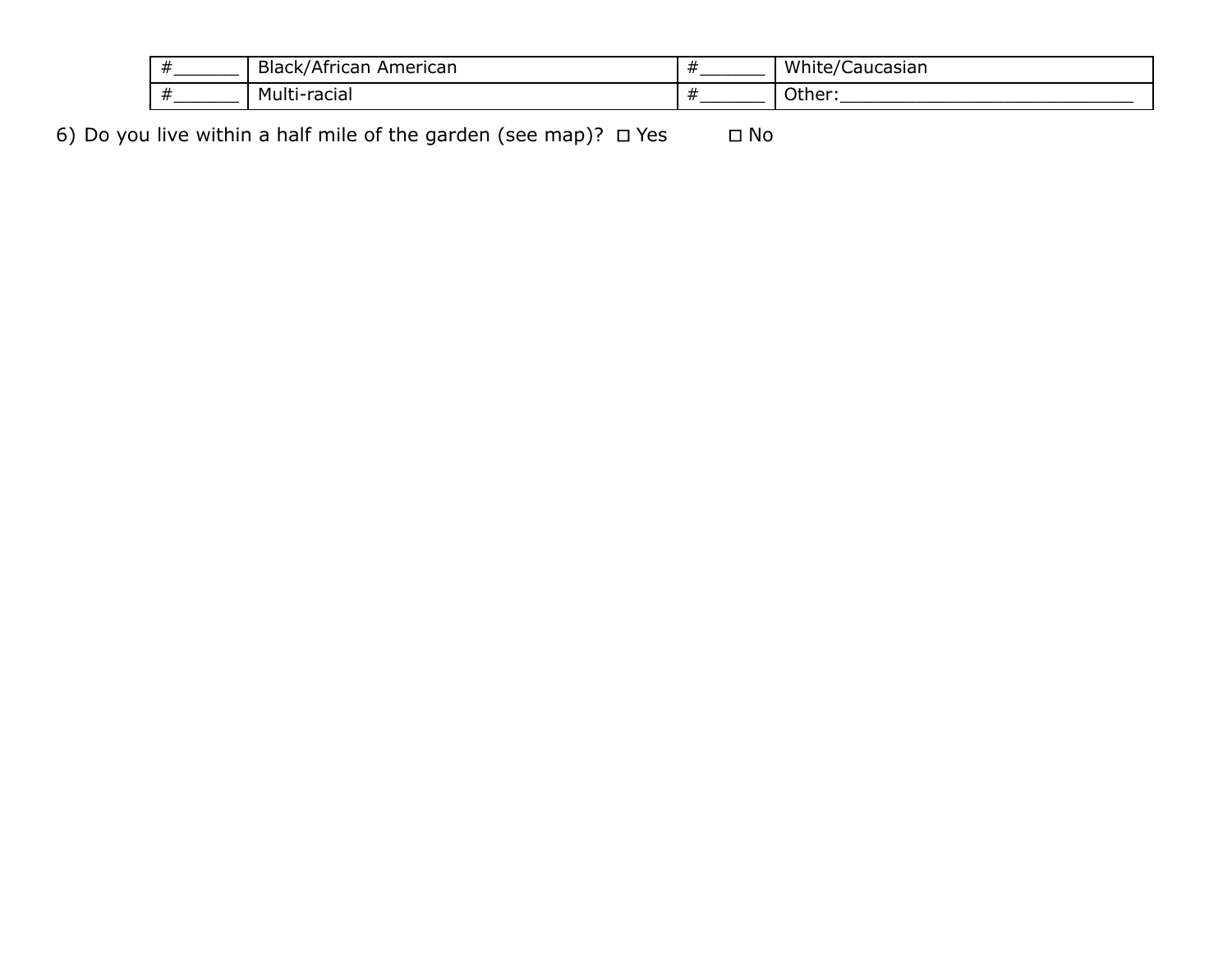| | | | |
|---|---|---|---|
| #______ | Black/African American | #______ | White/Caucasian |
| #______ | Multi-racial | #______ | Other:___________________________ |

6) Do you live within a half mile of the garden (see map)? ☐ Yes ☐ No